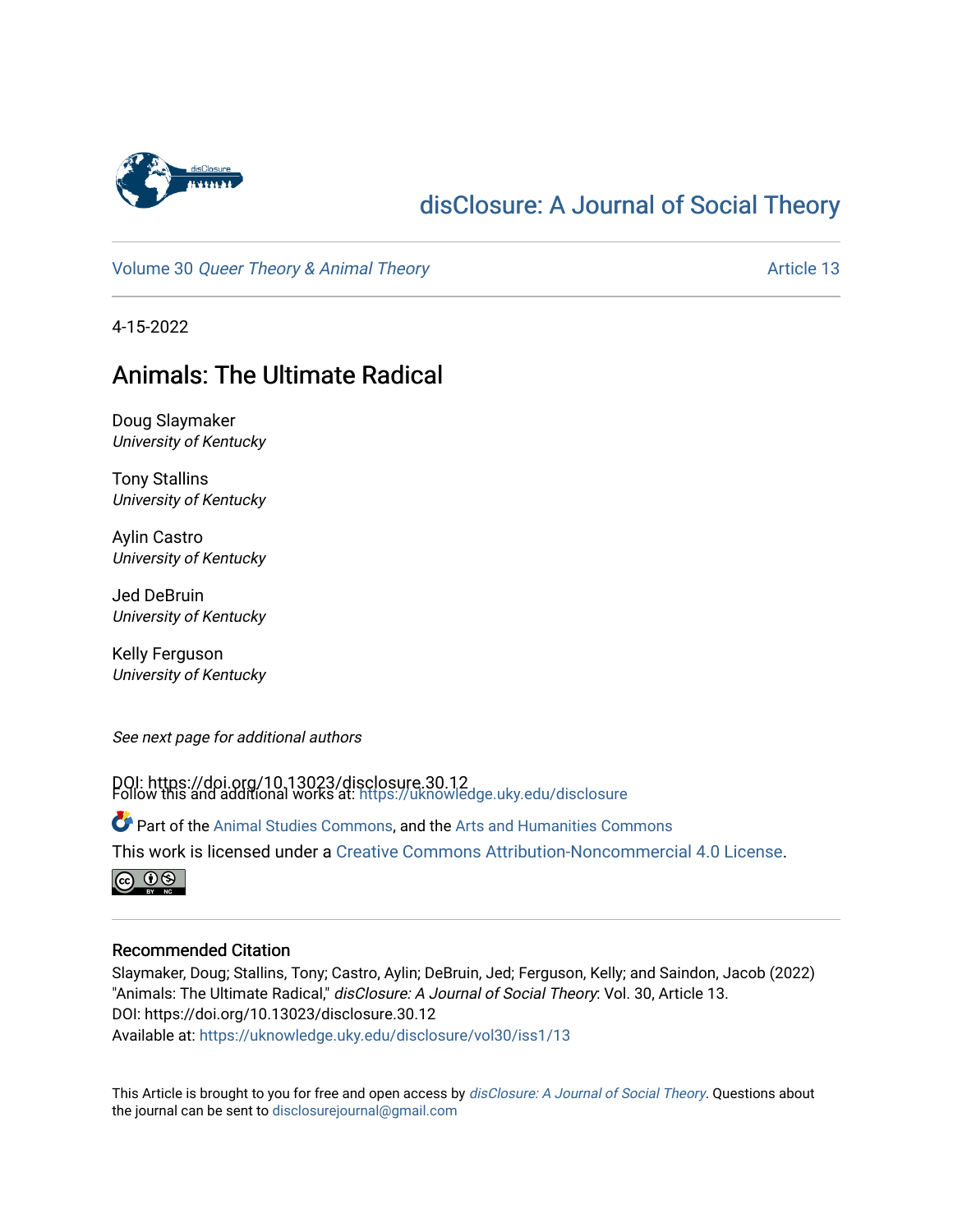# disClosure: A Journal of Social Theory

Volume 30 *Queer Theory & Animal Theory* — Article 13

4-15-2022

## Animals: The Ultimate Radical

Doug Slaymaker
*University of Kentucky*

Tony Stallins
*University of Kentucky*

Aylin Castro
*University of Kentucky*

Jed DeBruin
*University of Kentucky*

Kelly Ferguson
*University of Kentucky*

*See next page for additional authors*

DOI: https://doi.org/10.13023/disclosure.30.12

Follow this and additional works at: https://uknowledge.uky.edu/disclosure

Part of the Animal Studies Commons, and the Arts and Humanities Commons

This work is licensed under a Creative Commons Attribution-Noncommercial 4.0 License.

### Recommended Citation

Slaymaker, Doug; Stallins, Tony; Castro, Aylin; DeBruin, Jed; Ferguson, Kelly; and Saindon, Jacob (2022) "Animals: The Ultimate Radical," *disClosure: A Journal of Social Theory*: Vol. 30, Article 13.
DOI: https://doi.org/10.13023/disclosure.30.12
Available at: https://uknowledge.uky.edu/disclosure/vol30/iss1/13

This Article is brought to you for free and open access by *disClosure: A Journal of Social Theory*. Questions about the journal can be sent to disclosurejournal@gmail.com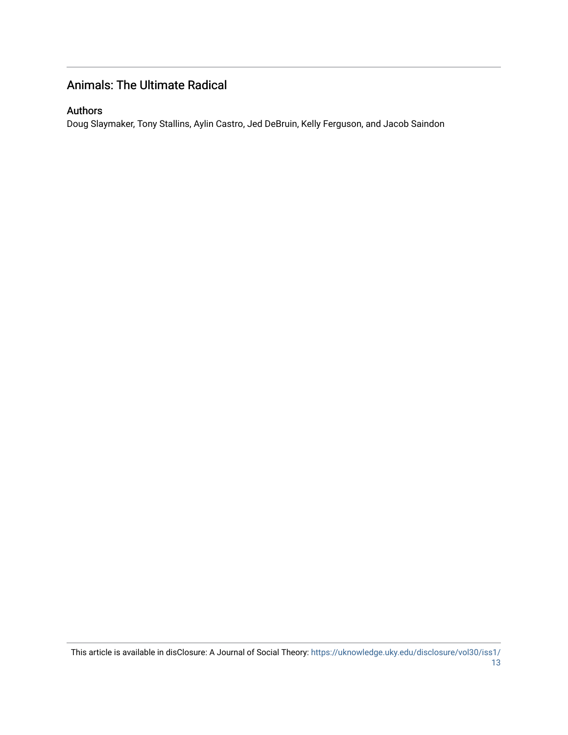## Animals: The Ultimate Radical

### Authors

Doug Slaymaker, Tony Stallins, Aylin Castro, Jed DeBruin, Kelly Ferguson, and Jacob Saindon

This article is available in disClosure: A Journal of Social Theory: https://uknowledge.uky.edu/disclosure/vol30/iss1/13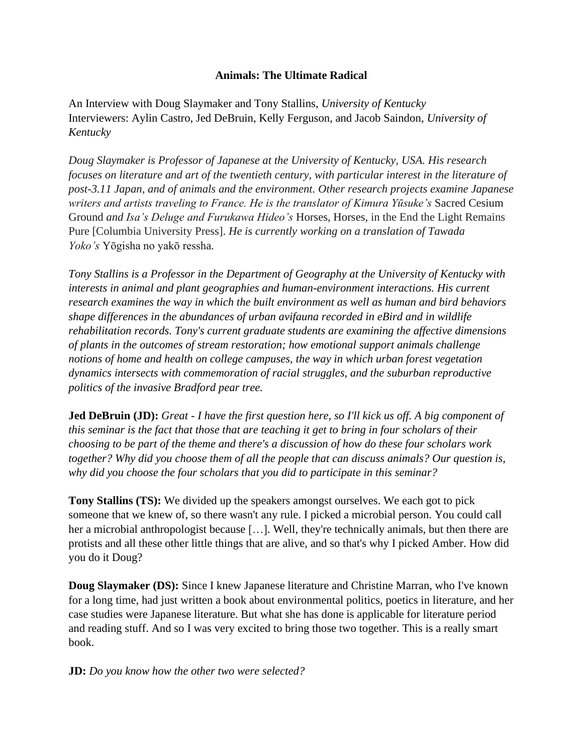**Animals: The Ultimate Radical**

An Interview with Doug Slaymaker and Tony Stallins, *University of Kentucky*
Interviewers: Aylin Castro, Jed DeBruin, Kelly Ferguson, and Jacob Saindon, *University of Kentucky*

*Doug Slaymaker is Professor of Japanese at the University of Kentucky, USA. His research focuses on literature and art of the twentieth century, with particular interest in the literature of post-3.11 Japan, and of animals and the environment. Other research projects examine Japanese writers and artists traveling to France. He is the translator of Kimura Yūsuke's* Sacred Cesium Ground *and Isa's Deluge and Furukawa Hideo's* Horses, Horses, in the End the Light Remains Pure [Columbia University Press]. *He is currently working on a translation of Tawada Yoko's* Yōgisha no yakō ressha.

*Tony Stallins is a Professor in the Department of Geography at the University of Kentucky with interests in animal and plant geographies and human-environment interactions. His current research examines the way in which the built environment as well as human and bird behaviors shape differences in the abundances of urban avifauna recorded in eBird and in wildlife rehabilitation records. Tony's current graduate students are examining the affective dimensions of plants in the outcomes of stream restoration; how emotional support animals challenge notions of home and health on college campuses, the way in which urban forest vegetation dynamics intersects with commemoration of racial struggles, and the suburban reproductive politics of the invasive Bradford pear tree.*

**Jed DeBruin (JD):** *Great - I have the first question here, so I'll kick us off. A big component of this seminar is the fact that those that are teaching it get to bring in four scholars of their choosing to be part of the theme and there's a discussion of how do these four scholars work together? Why did you choose them of all the people that can discuss animals? Our question is, why did you choose the four scholars that you did to participate in this seminar?*

**Tony Stallins (TS):** We divided up the speakers amongst ourselves. We each got to pick someone that we knew of, so there wasn't any rule. I picked a microbial person. You could call her a microbial anthropologist because […]. Well, they're technically animals, but then there are protists and all these other little things that are alive, and so that's why I picked Amber. How did you do it Doug?

**Doug Slaymaker (DS):** Since I knew Japanese literature and Christine Marran, who I've known for a long time, had just written a book about environmental politics, poetics in literature, and her case studies were Japanese literature. But what she has done is applicable for literature period and reading stuff. And so I was very excited to bring those two together. This is a really smart book.

**JD:** *Do you know how the other two were selected?*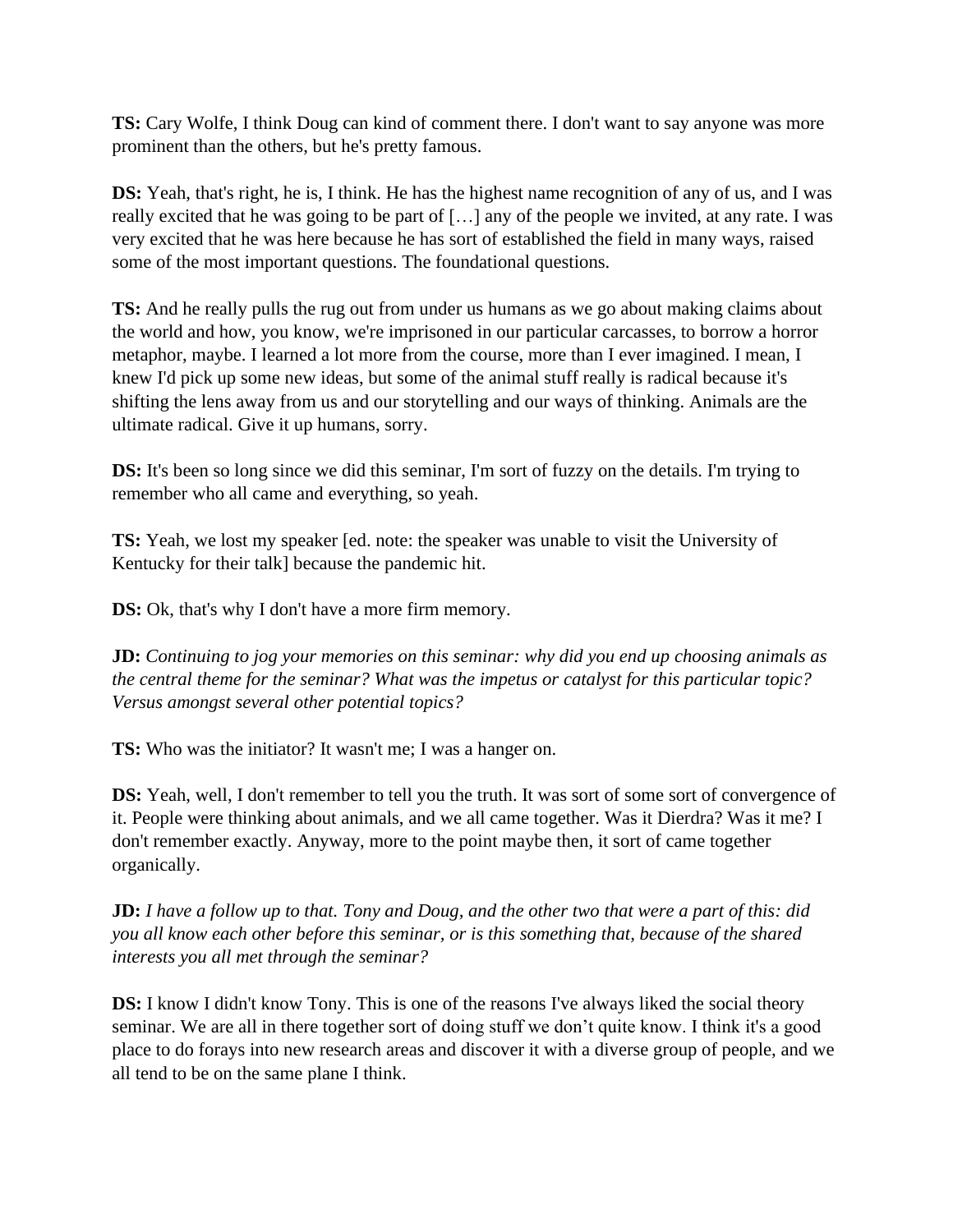**TS:** Cary Wolfe, I think Doug can kind of comment there. I don't want to say anyone was more prominent than the others, but he's pretty famous.

**DS:** Yeah, that's right, he is, I think. He has the highest name recognition of any of us, and I was really excited that he was going to be part of […] any of the people we invited, at any rate. I was very excited that he was here because he has sort of established the field in many ways, raised some of the most important questions. The foundational questions.

**TS:** And he really pulls the rug out from under us humans as we go about making claims about the world and how, you know, we're imprisoned in our particular carcasses, to borrow a horror metaphor, maybe. I learned a lot more from the course, more than I ever imagined. I mean, I knew I'd pick up some new ideas, but some of the animal stuff really is radical because it's shifting the lens away from us and our storytelling and our ways of thinking. Animals are the ultimate radical. Give it up humans, sorry.

**DS:** It's been so long since we did this seminar, I'm sort of fuzzy on the details. I'm trying to remember who all came and everything, so yeah.

**TS:** Yeah, we lost my speaker [ed. note: the speaker was unable to visit the University of Kentucky for their talk] because the pandemic hit.

**DS:** Ok, that's why I don't have a more firm memory.

**JD:** *Continuing to jog your memories on this seminar: why did you end up choosing animals as the central theme for the seminar? What was the impetus or catalyst for this particular topic? Versus amongst several other potential topics?*

**TS:** Who was the initiator? It wasn't me; I was a hanger on.

**DS:** Yeah, well, I don't remember to tell you the truth. It was sort of some sort of convergence of it. People were thinking about animals, and we all came together. Was it Dierdra? Was it me? I don't remember exactly. Anyway, more to the point maybe then, it sort of came together organically.

**JD:** *I have a follow up to that. Tony and Doug, and the other two that were a part of this: did you all know each other before this seminar, or is this something that, because of the shared interests you all met through the seminar?*

**DS:** I know I didn't know Tony. This is one of the reasons I've always liked the social theory seminar. We are all in there together sort of doing stuff we don't quite know. I think it's a good place to do forays into new research areas and discover it with a diverse group of people, and we all tend to be on the same plane I think.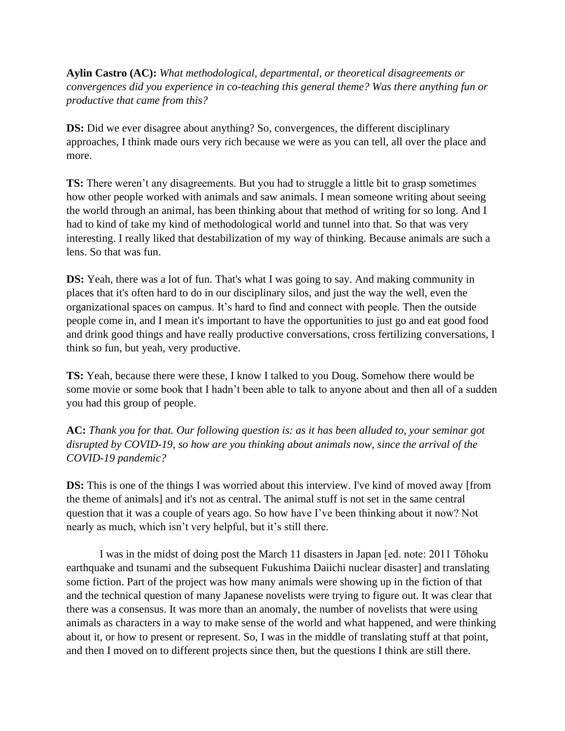**Aylin Castro (AC):** *What methodological, departmental, or theoretical disagreements or convergences did you experience in co-teaching this general theme? Was there anything fun or productive that came from this?*

**DS:** Did we ever disagree about anything? So, convergences, the different disciplinary approaches, I think made ours very rich because we were as you can tell, all over the place and more.

**TS:** There weren't any disagreements. But you had to struggle a little bit to grasp sometimes how other people worked with animals and saw animals. I mean someone writing about seeing the world through an animal, has been thinking about that method of writing for so long. And I had to kind of take my kind of methodological world and tunnel into that. So that was very interesting. I really liked that destabilization of my way of thinking. Because animals are such a lens. So that was fun.

**DS:** Yeah, there was a lot of fun. That's what I was going to say. And making community in places that it's often hard to do in our disciplinary silos, and just the way the well, even the organizational spaces on campus. It's hard to find and connect with people. Then the outside people come in, and I mean it's important to have the opportunities to just go and eat good food and drink good things and have really productive conversations, cross fertilizing conversations, I think so fun, but yeah, very productive.

**TS:** Yeah, because there were these, I know I talked to you Doug. Somehow there would be some movie or some book that I hadn't been able to talk to anyone about and then all of a sudden you had this group of people.

**AC:** *Thank you for that. Our following question is: as it has been alluded to, your seminar got disrupted by COVID-19, so how are you thinking about animals now, since the arrival of the COVID-19 pandemic?*

**DS:** This is one of the things I was worried about this interview. I've kind of moved away [from the theme of animals] and it's not as central. The animal stuff is not set in the same central question that it was a couple of years ago. So how have I've been thinking about it now? Not nearly as much, which isn't very helpful, but it's still there.

I was in the midst of doing post the March 11 disasters in Japan [ed. note: 2011 Tōhoku earthquake and tsunami and the subsequent Fukushima Daiichi nuclear disaster] and translating some fiction. Part of the project was how many animals were showing up in the fiction of that and the technical question of many Japanese novelists were trying to figure out. It was clear that there was a consensus. It was more than an anomaly, the number of novelists that were using animals as characters in a way to make sense of the world and what happened, and were thinking about it, or how to present or represent. So, I was in the middle of translating stuff at that point, and then I moved on to different projects since then, but the questions I think are still there.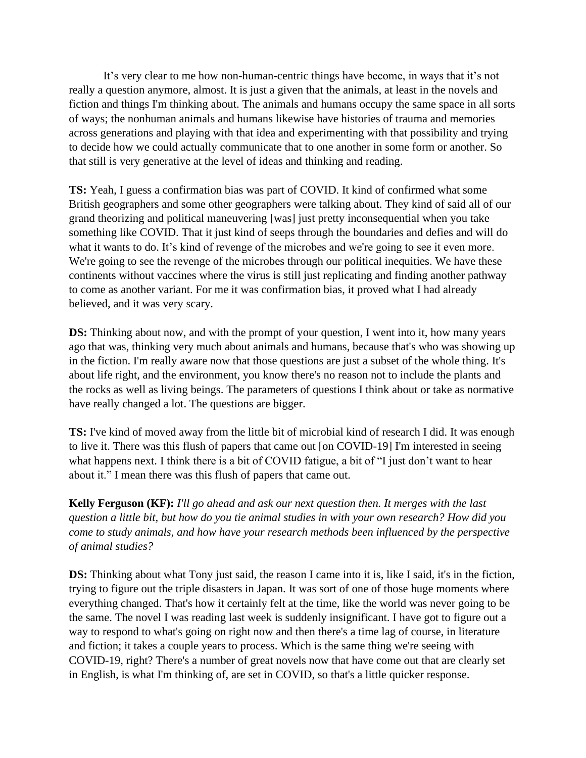It's very clear to me how non-human-centric things have become, in ways that it's not really a question anymore, almost. It is just a given that the animals, at least in the novels and fiction and things I'm thinking about. The animals and humans occupy the same space in all sorts of ways; the nonhuman animals and humans likewise have histories of trauma and memories across generations and playing with that idea and experimenting with that possibility and trying to decide how we could actually communicate that to one another in some form or another. So that still is very generative at the level of ideas and thinking and reading.

**TS:** Yeah, I guess a confirmation bias was part of COVID. It kind of confirmed what some British geographers and some other geographers were talking about. They kind of said all of our grand theorizing and political maneuvering [was] just pretty inconsequential when you take something like COVID. That it just kind of seeps through the boundaries and defies and will do what it wants to do. It's kind of revenge of the microbes and we're going to see it even more. We're going to see the revenge of the microbes through our political inequities. We have these continents without vaccines where the virus is still just replicating and finding another pathway to come as another variant. For me it was confirmation bias, it proved what I had already believed, and it was very scary.

**DS:** Thinking about now, and with the prompt of your question, I went into it, how many years ago that was, thinking very much about animals and humans, because that's who was showing up in the fiction. I'm really aware now that those questions are just a subset of the whole thing. It's about life right, and the environment, you know there's no reason not to include the plants and the rocks as well as living beings. The parameters of questions I think about or take as normative have really changed a lot. The questions are bigger.

**TS:** I've kind of moved away from the little bit of microbial kind of research I did. It was enough to live it. There was this flush of papers that came out [on COVID-19] I'm interested in seeing what happens next. I think there is a bit of COVID fatigue, a bit of "I just don't want to hear about it." I mean there was this flush of papers that came out.

**Kelly Ferguson (KF):** *I'll go ahead and ask our next question then. It merges with the last question a little bit, but how do you tie animal studies in with your own research? How did you come to study animals, and how have your research methods been influenced by the perspective of animal studies?*

**DS:** Thinking about what Tony just said, the reason I came into it is, like I said, it's in the fiction, trying to figure out the triple disasters in Japan. It was sort of one of those huge moments where everything changed. That's how it certainly felt at the time, like the world was never going to be the same. The novel I was reading last week is suddenly insignificant. I have got to figure out a way to respond to what's going on right now and then there's a time lag of course, in literature and fiction; it takes a couple years to process. Which is the same thing we're seeing with COVID-19, right? There's a number of great novels now that have come out that are clearly set in English, is what I'm thinking of, are set in COVID, so that's a little quicker response.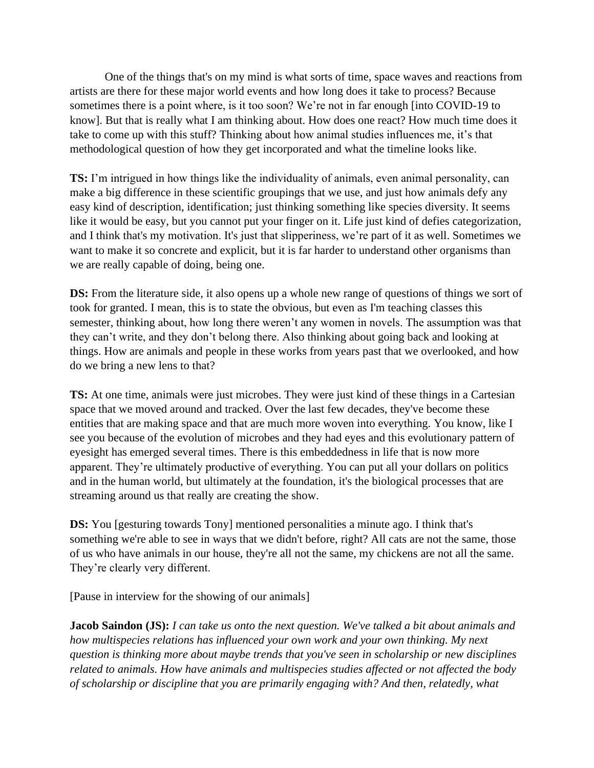One of the things that's on my mind is what sorts of time, space waves and reactions from artists are there for these major world events and how long does it take to process? Because sometimes there is a point where, is it too soon? We're not in far enough [into COVID-19 to know]. But that is really what I am thinking about. How does one react? How much time does it take to come up with this stuff? Thinking about how animal studies influences me, it's that methodological question of how they get incorporated and what the timeline looks like.

**TS:** I'm intrigued in how things like the individuality of animals, even animal personality, can make a big difference in these scientific groupings that we use, and just how animals defy any easy kind of description, identification; just thinking something like species diversity. It seems like it would be easy, but you cannot put your finger on it. Life just kind of defies categorization, and I think that's my motivation. It's just that slipperiness, we're part of it as well. Sometimes we want to make it so concrete and explicit, but it is far harder to understand other organisms than we are really capable of doing, being one.

**DS:** From the literature side, it also opens up a whole new range of questions of things we sort of took for granted. I mean, this is to state the obvious, but even as I'm teaching classes this semester, thinking about, how long there weren't any women in novels. The assumption was that they can't write, and they don't belong there. Also thinking about going back and looking at things. How are animals and people in these works from years past that we overlooked, and how do we bring a new lens to that?

**TS:** At one time, animals were just microbes. They were just kind of these things in a Cartesian space that we moved around and tracked. Over the last few decades, they've become these entities that are making space and that are much more woven into everything. You know, like I see you because of the evolution of microbes and they had eyes and this evolutionary pattern of eyesight has emerged several times. There is this embeddedness in life that is now more apparent. They're ultimately productive of everything. You can put all your dollars on politics and in the human world, but ultimately at the foundation, it's the biological processes that are streaming around us that really are creating the show.

**DS:** You [gesturing towards Tony] mentioned personalities a minute ago. I think that's something we're able to see in ways that we didn't before, right? All cats are not the same, those of us who have animals in our house, they're all not the same, my chickens are not all the same. They're clearly very different.

[Pause in interview for the showing of our animals]

**Jacob Saindon (JS):** *I can take us onto the next question. We've talked a bit about animals and how multispecies relations has influenced your own work and your own thinking. My next question is thinking more about maybe trends that you've seen in scholarship or new disciplines related to animals. How have animals and multispecies studies affected or not affected the body of scholarship or discipline that you are primarily engaging with? And then, relatedly, what*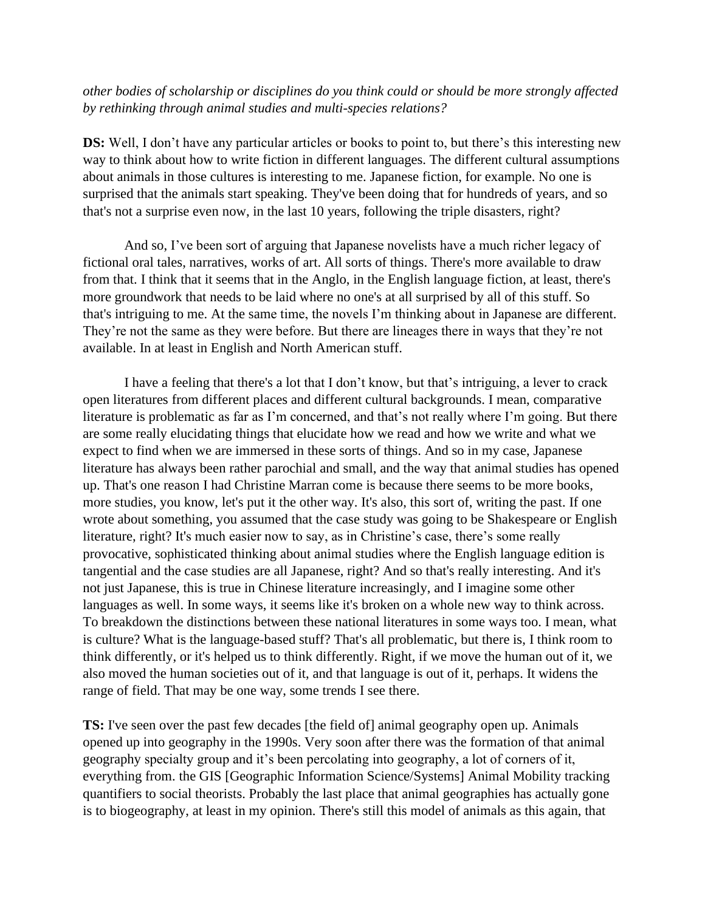*other bodies of scholarship or disciplines do you think could or should be more strongly affected by rethinking through animal studies and multi-species relations?*

**DS:** Well, I don't have any particular articles or books to point to, but there's this interesting new way to think about how to write fiction in different languages. The different cultural assumptions about animals in those cultures is interesting to me. Japanese fiction, for example. No one is surprised that the animals start speaking. They've been doing that for hundreds of years, and so that's not a surprise even now, in the last 10 years, following the triple disasters, right?

And so, I've been sort of arguing that Japanese novelists have a much richer legacy of fictional oral tales, narratives, works of art. All sorts of things. There's more available to draw from that. I think that it seems that in the Anglo, in the English language fiction, at least, there's more groundwork that needs to be laid where no one's at all surprised by all of this stuff. So that's intriguing to me. At the same time, the novels I'm thinking about in Japanese are different. They're not the same as they were before. But there are lineages there in ways that they're not available. In at least in English and North American stuff.

I have a feeling that there's a lot that I don't know, but that's intriguing, a lever to crack open literatures from different places and different cultural backgrounds. I mean, comparative literature is problematic as far as I'm concerned, and that's not really where I'm going. But there are some really elucidating things that elucidate how we read and how we write and what we expect to find when we are immersed in these sorts of things. And so in my case, Japanese literature has always been rather parochial and small, and the way that animal studies has opened up. That's one reason I had Christine Marran come is because there seems to be more books, more studies, you know, let's put it the other way. It's also, this sort of, writing the past. If one wrote about something, you assumed that the case study was going to be Shakespeare or English literature, right? It's much easier now to say, as in Christine's case, there's some really provocative, sophisticated thinking about animal studies where the English language edition is tangential and the case studies are all Japanese, right? And so that's really interesting. And it's not just Japanese, this is true in Chinese literature increasingly, and I imagine some other languages as well. In some ways, it seems like it's broken on a whole new way to think across. To breakdown the distinctions between these national literatures in some ways too. I mean, what is culture? What is the language-based stuff? That's all problematic, but there is, I think room to think differently, or it's helped us to think differently. Right, if we move the human out of it, we also moved the human societies out of it, and that language is out of it, perhaps. It widens the range of field. That may be one way, some trends I see there.

**TS:** I've seen over the past few decades [the field of] animal geography open up. Animals opened up into geography in the 1990s. Very soon after there was the formation of that animal geography specialty group and it's been percolating into geography, a lot of corners of it, everything from. the GIS [Geographic Information Science/Systems] Animal Mobility tracking quantifiers to social theorists. Probably the last place that animal geographies has actually gone is to biogeography, at least in my opinion. There's still this model of animals as this again, that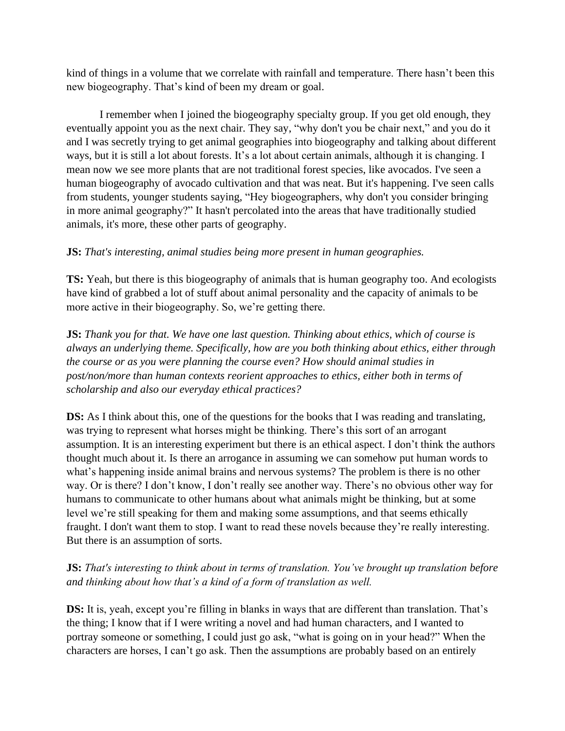kind of things in a volume that we correlate with rainfall and temperature. There hasn't been this new biogeography. That's kind of been my dream or goal.

I remember when I joined the biogeography specialty group. If you get old enough, they eventually appoint you as the next chair. They say, "why don't you be chair next," and you do it and I was secretly trying to get animal geographies into biogeography and talking about different ways, but it is still a lot about forests. It's a lot about certain animals, although it is changing. I mean now we see more plants that are not traditional forest species, like avocados. I've seen a human biogeography of avocado cultivation and that was neat. But it's happening. I've seen calls from students, younger students saying, "Hey biogeographers, why don't you consider bringing in more animal geography?" It hasn't percolated into the areas that have traditionally studied animals, it's more, these other parts of geography.

**JS:** *That's interesting, animal studies being more present in human geographies.*

**TS:** Yeah, but there is this biogeography of animals that is human geography too. And ecologists have kind of grabbed a lot of stuff about animal personality and the capacity of animals to be more active in their biogeography. So, we're getting there.

**JS:** *Thank you for that. We have one last question. Thinking about ethics, which of course is always an underlying theme. Specifically, how are you both thinking about ethics, either through the course or as you were planning the course even? How should animal studies in post/non/more than human contexts reorient approaches to ethics, either both in terms of scholarship and also our everyday ethical practices?*

**DS:** As I think about this, one of the questions for the books that I was reading and translating, was trying to represent what horses might be thinking. There's this sort of an arrogant assumption. It is an interesting experiment but there is an ethical aspect. I don't think the authors thought much about it. Is there an arrogance in assuming we can somehow put human words to what's happening inside animal brains and nervous systems? The problem is there is no other way. Or is there? I don't know, I don't really see another way. There's no obvious other way for humans to communicate to other humans about what animals might be thinking, but at some level we're still speaking for them and making some assumptions, and that seems ethically fraught. I don't want them to stop. I want to read these novels because they're really interesting. But there is an assumption of sorts.

**JS:** *That's interesting to think about in terms of translation. You've brought up translation before and thinking about how that's a kind of a form of translation as well.*

**DS:** It is, yeah, except you're filling in blanks in ways that are different than translation. That's the thing; I know that if I were writing a novel and had human characters, and I wanted to portray someone or something, I could just go ask, "what is going on in your head?" When the characters are horses, I can't go ask. Then the assumptions are probably based on an entirely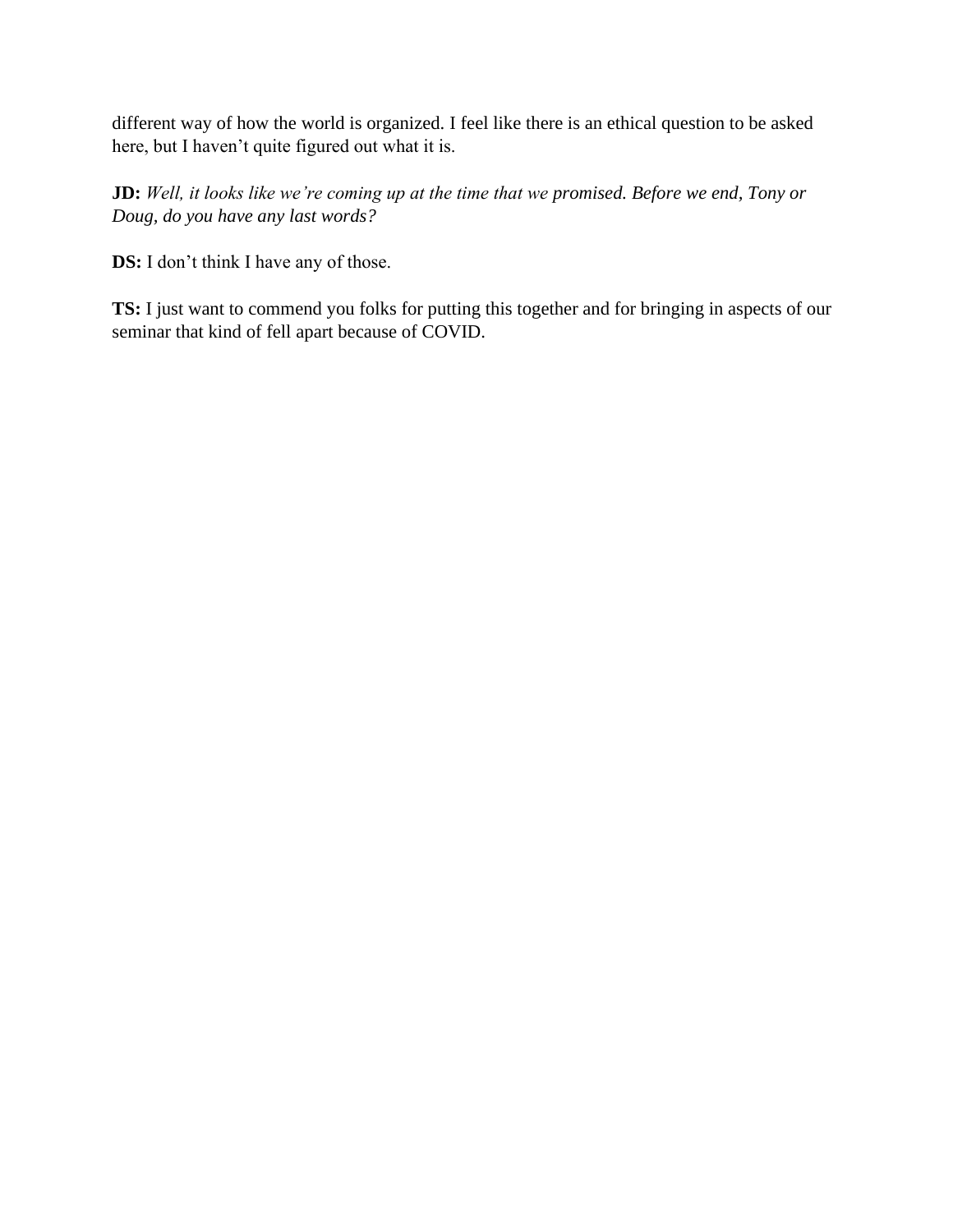different way of how the world is organized. I feel like there is an ethical question to be asked here, but I haven't quite figured out what it is.

**JD:** *Well, it looks like we're coming up at the time that we promised. Before we end, Tony or Doug, do you have any last words?*

**DS:** I don't think I have any of those.

**TS:** I just want to commend you folks for putting this together and for bringing in aspects of our seminar that kind of fell apart because of COVID.